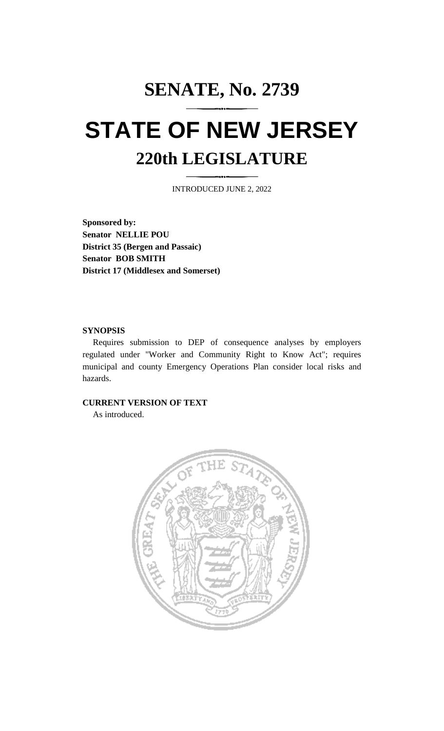# SENATE, No. 2739

# STATE OF NEW JERSEY

## 220th LEGISLATURE

INTRODUCED JUNE 2, 2022

**Sponsored by:**
**Senator NELLIE POU**
**District 35 (Bergen and Passaic)**
**Senator BOB SMITH**
**District 17 (Middlesex and Somerset)**

**SYNOPSIS**

Requires submission to DEP of consequence analyses by employers regulated under "Worker and Community Right to Know Act"; requires municipal and county Emergency Operations Plan consider local risks and hazards.

**CURRENT VERSION OF TEXT**

As introduced.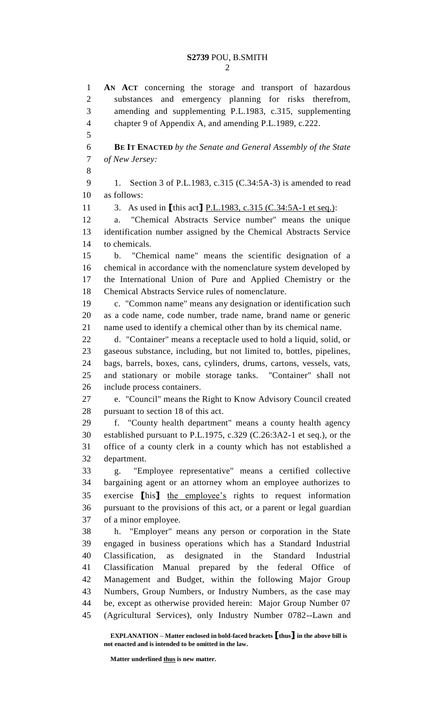**AN ACT** concerning the storage and transport of hazardous substances and emergency planning for risks therefrom, amending and supplementing P.L.1983, c.315, supplementing chapter 9 of Appendix A, and amending P.L.1989, c.222.

**BE IT ENACTED** *by the Senate and General Assembly of the State of New Jersey:*

1. Section 3 of P.L.1983, c.315 (C.34:5A-3) is amended to read as follows:

3. As used in **[**this act**]** <u>P.L.1983, c.315 (C.34:5A-1 et seq.)</u>:

a. "Chemical Abstracts Service number" means the unique identification number assigned by the Chemical Abstracts Service to chemicals.

b. "Chemical name" means the scientific designation of a chemical in accordance with the nomenclature system developed by the International Union of Pure and Applied Chemistry or the Chemical Abstracts Service rules of nomenclature.

c. "Common name" means any designation or identification such as a code name, code number, trade name, brand name or generic name used to identify a chemical other than by its chemical name.

d. "Container" means a receptacle used to hold a liquid, solid, or gaseous substance, including, but not limited to, bottles, pipelines, bags, barrels, boxes, cans, cylinders, drums, cartons, vessels, vats, and stationary or mobile storage tanks. "Container" shall not include process containers.

e. "Council" means the Right to Know Advisory Council created pursuant to section 18 of this act.

f. "County health department" means a county health agency established pursuant to P.L.1975, c.329 (C.26:3A2-1 et seq.), or the office of a county clerk in a county which has not established a department.

g. "Employee representative" means a certified collective bargaining agent or an attorney whom an employee authorizes to exercise **[**his**]** <u>the employee's</u> rights to request information pursuant to the provisions of this act, or a parent or legal guardian of a minor employee.

h. "Employer" means any person or corporation in the State engaged in business operations which has a Standard Industrial Classification, as designated in the Standard Industrial Classification Manual prepared by the federal Office of Management and Budget, within the following Major Group Numbers, Group Numbers, or Industry Numbers, as the case may be, except as otherwise provided herein: Major Group Number 07 (Agricultural Services), only Industry Number 0782--Lawn and

**EXPLANATION – Matter enclosed in bold-faced brackets [thus] in the above bill is not enacted and is intended to be omitted in the law.**

**Matter underlined <u>thus</u> is new matter.**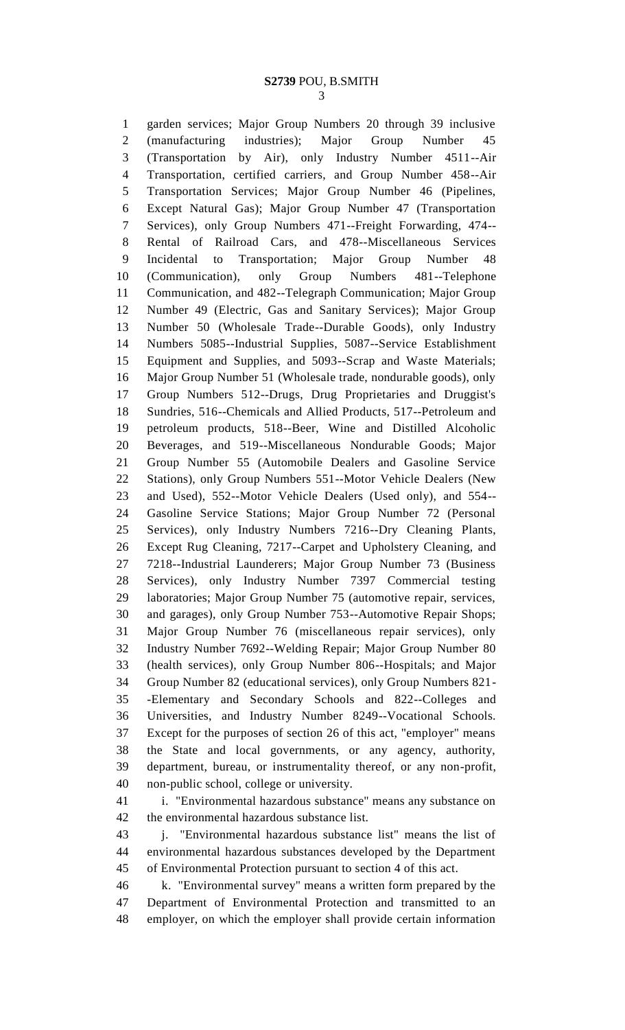garden services; Major Group Numbers 20 through 39 inclusive (manufacturing industries); Major Group Number 45 (Transportation by Air), only Industry Number 4511--Air Transportation, certified carriers, and Group Number 458--Air Transportation Services; Major Group Number 46 (Pipelines, Except Natural Gas); Major Group Number 47 (Transportation Services), only Group Numbers 471--Freight Forwarding, 474--Rental of Railroad Cars, and 478--Miscellaneous Services Incidental to Transportation; Major Group Number 48 (Communication), only Group Numbers 481--Telephone Communication, and 482--Telegraph Communication; Major Group Number 49 (Electric, Gas and Sanitary Services); Major Group Number 50 (Wholesale Trade--Durable Goods), only Industry Numbers 5085--Industrial Supplies, 5087--Service Establishment Equipment and Supplies, and 5093--Scrap and Waste Materials; Major Group Number 51 (Wholesale trade, nondurable goods), only Group Numbers 512--Drugs, Drug Proprietaries and Druggist's Sundries, 516--Chemicals and Allied Products, 517--Petroleum and petroleum products, 518--Beer, Wine and Distilled Alcoholic Beverages, and 519--Miscellaneous Nondurable Goods; Major Group Number 55 (Automobile Dealers and Gasoline Service Stations), only Group Numbers 551--Motor Vehicle Dealers (New and Used), 552--Motor Vehicle Dealers (Used only), and 554--Gasoline Service Stations; Major Group Number 72 (Personal Services), only Industry Numbers 7216--Dry Cleaning Plants, Except Rug Cleaning, 7217--Carpet and Upholstery Cleaning, and 7218--Industrial Launderers; Major Group Number 73 (Business Services), only Industry Number 7397 Commercial testing laboratories; Major Group Number 75 (automotive repair, services, and garages), only Group Number 753--Automotive Repair Shops; Major Group Number 76 (miscellaneous repair services), only Industry Number 7692--Welding Repair; Major Group Number 80 (health services), only Group Number 806--Hospitals; and Major Group Number 82 (educational services), only Group Numbers 821--Elementary and Secondary Schools and 822--Colleges and Universities, and Industry Number 8249--Vocational Schools. Except for the purposes of section 26 of this act, "employer" means the State and local governments, or any agency, authority, department, bureau, or instrumentality thereof, or any non-profit, non-public school, college or university.

i. "Environmental hazardous substance" means any substance on the environmental hazardous substance list.

j. "Environmental hazardous substance list" means the list of environmental hazardous substances developed by the Department of Environmental Protection pursuant to section 4 of this act.

k. "Environmental survey" means a written form prepared by the Department of Environmental Protection and transmitted to an employer, on which the employer shall provide certain information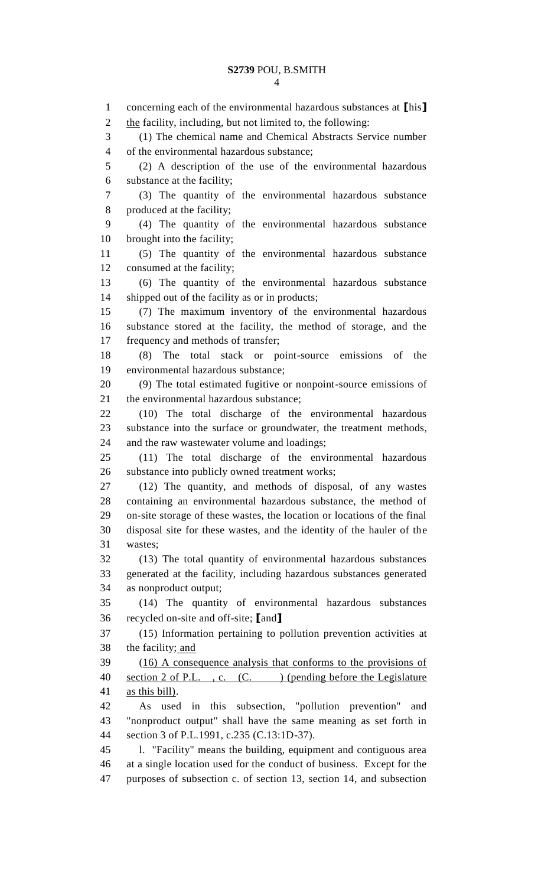concerning each of the environmental hazardous substances at ⟦his⟧ the facility, including, but not limited to, the following:

(1) The chemical name and Chemical Abstracts Service number of the environmental hazardous substance;

(2) A description of the use of the environmental hazardous substance at the facility;

(3) The quantity of the environmental hazardous substance produced at the facility;

(4) The quantity of the environmental hazardous substance brought into the facility;

(5) The quantity of the environmental hazardous substance consumed at the facility;

(6) The quantity of the environmental hazardous substance shipped out of the facility as or in products;

(7) The maximum inventory of the environmental hazardous substance stored at the facility, the method of storage, and the frequency and methods of transfer;

(8) The total stack or point-source emissions of the environmental hazardous substance;

(9) The total estimated fugitive or nonpoint-source emissions of the environmental hazardous substance;

(10) The total discharge of the environmental hazardous substance into the surface or groundwater, the treatment methods, and the raw wastewater volume and loadings;

(11) The total discharge of the environmental hazardous substance into publicly owned treatment works;

(12) The quantity, and methods of disposal, of any wastes containing an environmental hazardous substance, the method of on-site storage of these wastes, the location or locations of the final disposal site for these wastes, and the identity of the hauler of the wastes;

(13) The total quantity of environmental hazardous substances generated at the facility, including hazardous substances generated as nonproduct output;

(14) The quantity of environmental hazardous substances recycled on-site and off-site; ⟦and⟧

(15) Information pertaining to pollution prevention activities at the facility; <u>and</u>

<u>(16) A consequence analysis that conforms to the provisions of section 2 of P.L. , c. (C. ) (pending before the Legislature as this bill).</u>

As used in this subsection, "pollution prevention" and "nonproduct output" shall have the same meaning as set forth in section 3 of P.L.1991, c.235 (C.13:1D-37).

l. "Facility" means the building, equipment and contiguous area at a single location used for the conduct of business. Except for the purposes of subsection c. of section 13, section 14, and subsection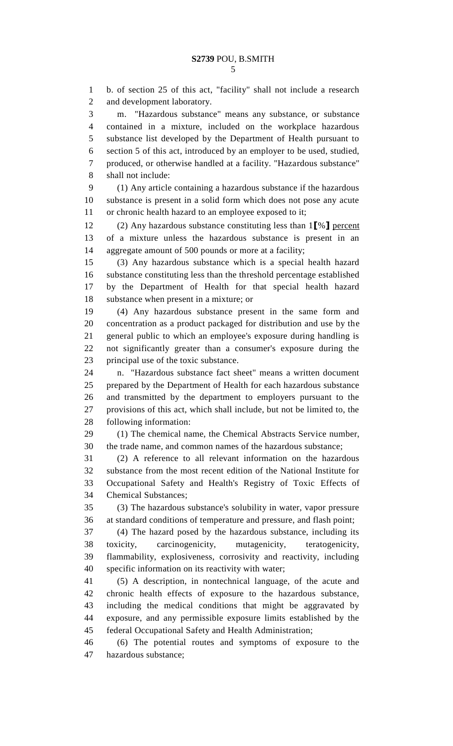b. of section 25 of this act, "facility" shall not include a research and development laboratory.

m. "Hazardous substance" means any substance, or substance contained in a mixture, included on the workplace hazardous substance list developed by the Department of Health pursuant to section 5 of this act, introduced by an employer to be used, studied, produced, or otherwise handled at a facility. "Hazardous substance" shall not include:

(1) Any article containing a hazardous substance if the hazardous substance is present in a solid form which does not pose any acute or chronic health hazard to an employee exposed to it;

(2) Any hazardous substance constituting less than 1[%] percent of a mixture unless the hazardous substance is present in an aggregate amount of 500 pounds or more at a facility;

(3) Any hazardous substance which is a special health hazard substance constituting less than the threshold percentage established by the Department of Health for that special health hazard substance when present in a mixture; or

(4) Any hazardous substance present in the same form and concentration as a product packaged for distribution and use by the general public to which an employee's exposure during handling is not significantly greater than a consumer's exposure during the principal use of the toxic substance.

n. "Hazardous substance fact sheet" means a written document prepared by the Department of Health for each hazardous substance and transmitted by the department to employers pursuant to the provisions of this act, which shall include, but not be limited to, the following information:

(1) The chemical name, the Chemical Abstracts Service number, the trade name, and common names of the hazardous substance;

(2) A reference to all relevant information on the hazardous substance from the most recent edition of the National Institute for Occupational Safety and Health's Registry of Toxic Effects of Chemical Substances;

(3) The hazardous substance's solubility in water, vapor pressure at standard conditions of temperature and pressure, and flash point;

(4) The hazard posed by the hazardous substance, including its toxicity, carcinogenicity, mutagenicity, teratogenicity, flammability, explosiveness, corrosivity and reactivity, including specific information on its reactivity with water;

(5) A description, in nontechnical language, of the acute and chronic health effects of exposure to the hazardous substance, including the medical conditions that might be aggravated by exposure, and any permissible exposure limits established by the federal Occupational Safety and Health Administration;

(6) The potential routes and symptoms of exposure to the hazardous substance;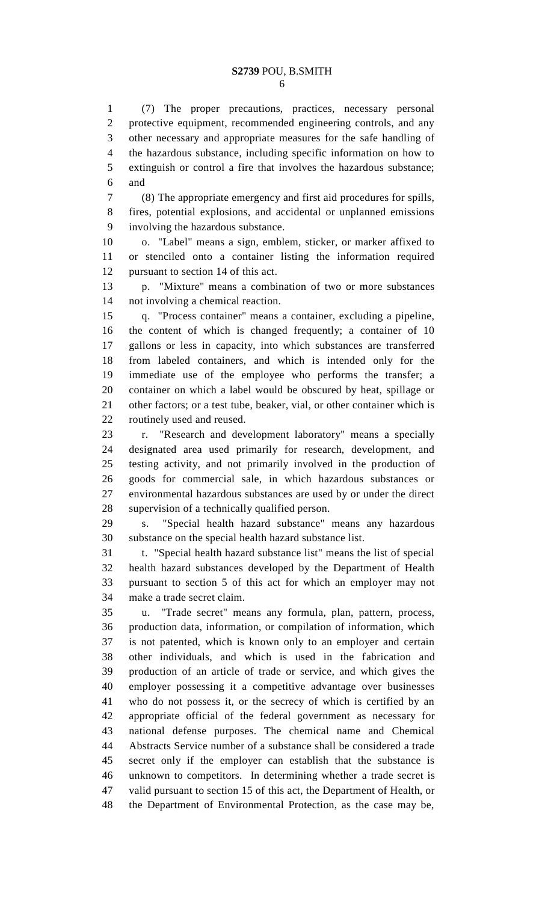(7) The proper precautions, practices, necessary personal protective equipment, recommended engineering controls, and any other necessary and appropriate measures for the safe handling of the hazardous substance, including specific information on how to extinguish or control a fire that involves the hazardous substance; and

(8) The appropriate emergency and first aid procedures for spills, fires, potential explosions, and accidental or unplanned emissions involving the hazardous substance.

o. "Label" means a sign, emblem, sticker, or marker affixed to or stenciled onto a container listing the information required pursuant to section 14 of this act.

p. "Mixture" means a combination of two or more substances not involving a chemical reaction.

q. "Process container" means a container, excluding a pipeline, the content of which is changed frequently; a container of 10 gallons or less in capacity, into which substances are transferred from labeled containers, and which is intended only for the immediate use of the employee who performs the transfer; a container on which a label would be obscured by heat, spillage or other factors; or a test tube, beaker, vial, or other container which is routinely used and reused.

r. "Research and development laboratory" means a specially designated area used primarily for research, development, and testing activity, and not primarily involved in the production of goods for commercial sale, in which hazardous substances or environmental hazardous substances are used by or under the direct supervision of a technically qualified person.

s. "Special health hazard substance" means any hazardous substance on the special health hazard substance list.

t. "Special health hazard substance list" means the list of special health hazard substances developed by the Department of Health pursuant to section 5 of this act for which an employer may not make a trade secret claim.

u. "Trade secret" means any formula, plan, pattern, process, production data, information, or compilation of information, which is not patented, which is known only to an employer and certain other individuals, and which is used in the fabrication and production of an article of trade or service, and which gives the employer possessing it a competitive advantage over businesses who do not possess it, or the secrecy of which is certified by an appropriate official of the federal government as necessary for national defense purposes. The chemical name and Chemical Abstracts Service number of a substance shall be considered a trade secret only if the employer can establish that the substance is unknown to competitors. In determining whether a trade secret is valid pursuant to section 15 of this act, the Department of Health, or the Department of Environmental Protection, as the case may be,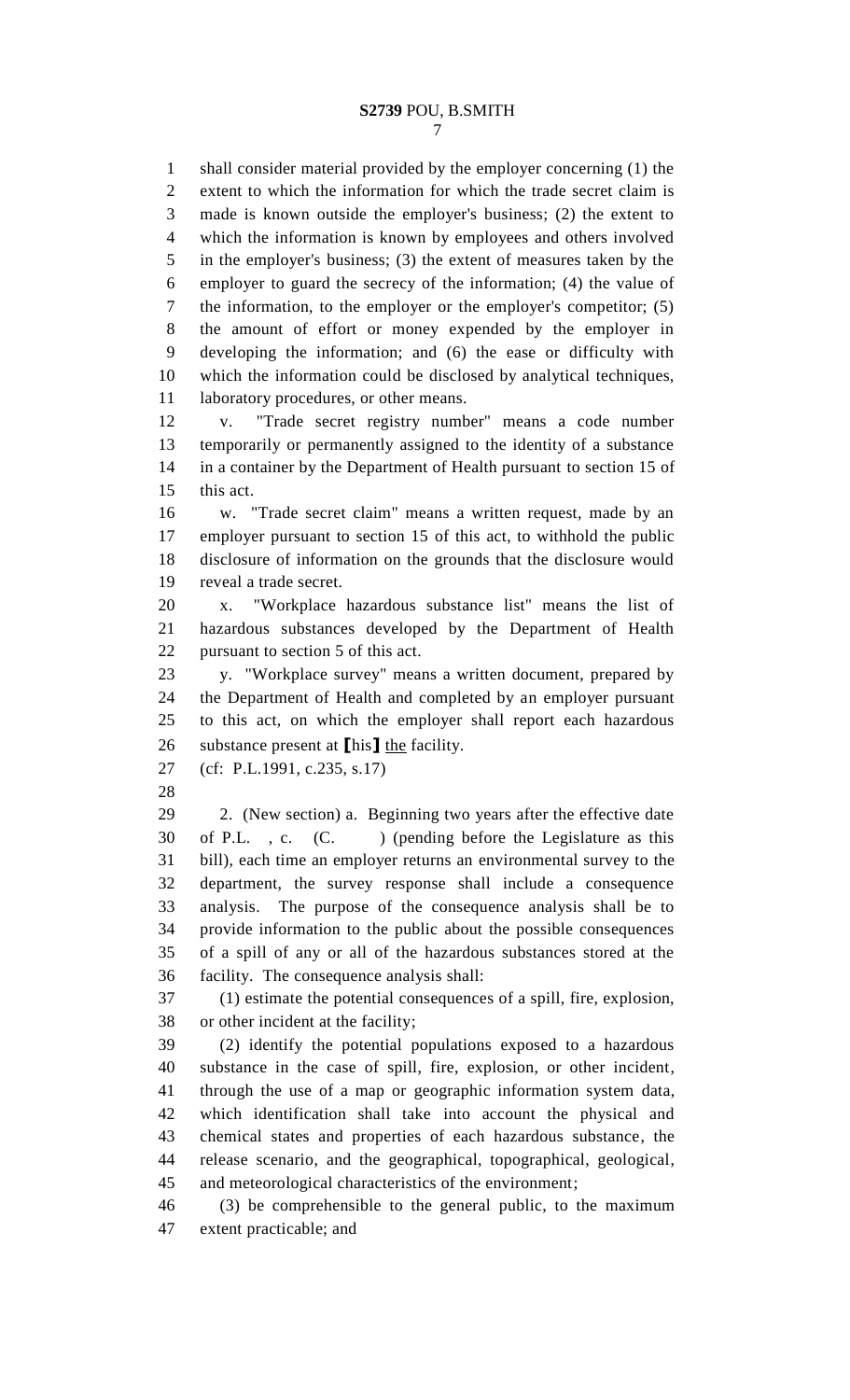shall consider material provided by the employer concerning (1) the extent to which the information for which the trade secret claim is made is known outside the employer's business; (2) the extent to which the information is known by employees and others involved in the employer's business; (3) the extent of measures taken by the employer to guard the secrecy of the information; (4) the value of the information, to the employer or the employer's competitor; (5) the amount of effort or money expended by the employer in developing the information; and (6) the ease or difficulty with which the information could be disclosed by analytical techniques, laboratory procedures, or other means.

v. "Trade secret registry number" means a code number temporarily or permanently assigned to the identity of a substance in a container by the Department of Health pursuant to section 15 of this act.

w. "Trade secret claim" means a written request, made by an employer pursuant to section 15 of this act, to withhold the public disclosure of information on the grounds that the disclosure would reveal a trade secret.

x. "Workplace hazardous substance list" means the list of hazardous substances developed by the Department of Health pursuant to section 5 of this act.

y. "Workplace survey" means a written document, prepared by the Department of Health and completed by an employer pursuant to this act, on which the employer shall report each hazardous substance present at [his] the facility.

(cf: P.L.1991, c.235, s.17)

2. (New section) a. Beginning two years after the effective date of P.L. , c. (C. ) (pending before the Legislature as this bill), each time an employer returns an environmental survey to the department, the survey response shall include a consequence analysis. The purpose of the consequence analysis shall be to provide information to the public about the possible consequences of a spill of any or all of the hazardous substances stored at the facility. The consequence analysis shall:

(1) estimate the potential consequences of a spill, fire, explosion, or other incident at the facility;

(2) identify the potential populations exposed to a hazardous substance in the case of spill, fire, explosion, or other incident, through the use of a map or geographic information system data, which identification shall take into account the physical and chemical states and properties of each hazardous substance, the release scenario, and the geographical, topographical, geological, and meteorological characteristics of the environment;

(3) be comprehensible to the general public, to the maximum extent practicable; and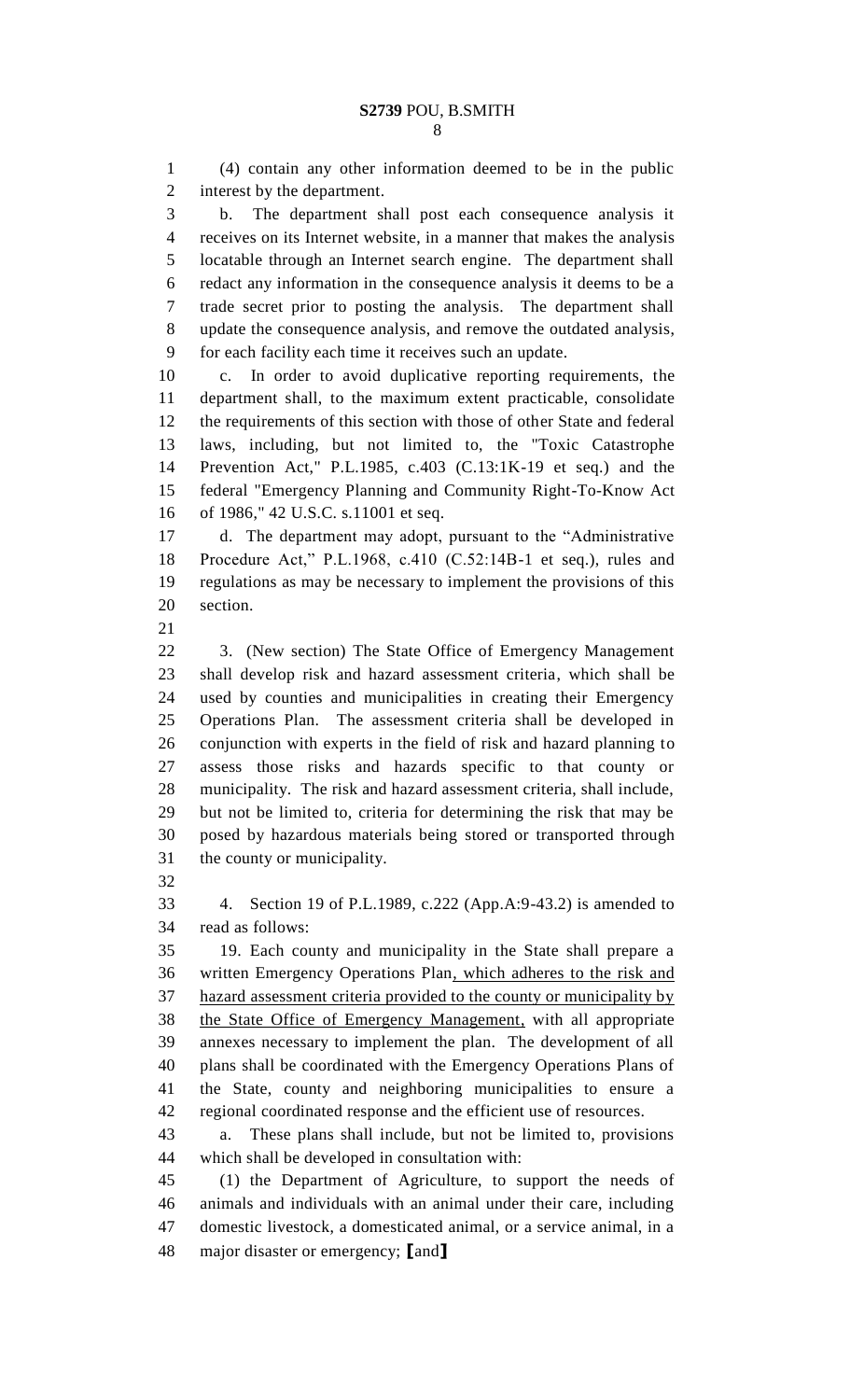(4) contain any other information deemed to be in the public interest by the department.

b. The department shall post each consequence analysis it receives on its Internet website, in a manner that makes the analysis locatable through an Internet search engine. The department shall redact any information in the consequence analysis it deems to be a trade secret prior to posting the analysis. The department shall update the consequence analysis, and remove the outdated analysis, for each facility each time it receives such an update.

c. In order to avoid duplicative reporting requirements, the department shall, to the maximum extent practicable, consolidate the requirements of this section with those of other State and federal laws, including, but not limited to, the "Toxic Catastrophe Prevention Act," P.L.1985, c.403 (C.13:1K-19 et seq.) and the federal "Emergency Planning and Community Right-To-Know Act of 1986," 42 U.S.C. s.11001 et seq.

d. The department may adopt, pursuant to the "Administrative Procedure Act," P.L.1968, c.410 (C.52:14B-1 et seq.), rules and regulations as may be necessary to implement the provisions of this section.

3. (New section) The State Office of Emergency Management shall develop risk and hazard assessment criteria, which shall be used by counties and municipalities in creating their Emergency Operations Plan. The assessment criteria shall be developed in conjunction with experts in the field of risk and hazard planning to assess those risks and hazards specific to that county or municipality. The risk and hazard assessment criteria, shall include, but not be limited to, criteria for determining the risk that may be posed by hazardous materials being stored or transported through the county or municipality.

4. Section 19 of P.L.1989, c.222 (App.A:9-43.2) is amended to read as follows:

19. Each county and municipality in the State shall prepare a written Emergency Operations Plan<u>, which adheres to the risk and hazard assessment criteria provided to the county or municipality by the State Office of Emergency Management,</u> with all appropriate annexes necessary to implement the plan. The development of all plans shall be coordinated with the Emergency Operations Plans of the State, county and neighboring municipalities to ensure a regional coordinated response and the efficient use of resources.

a. These plans shall include, but not be limited to, provisions which shall be developed in consultation with:

(1) the Department of Agriculture, to support the needs of animals and individuals with an animal under their care, including domestic livestock, a domesticated animal, or a service animal, in a major disaster or emergency; [and]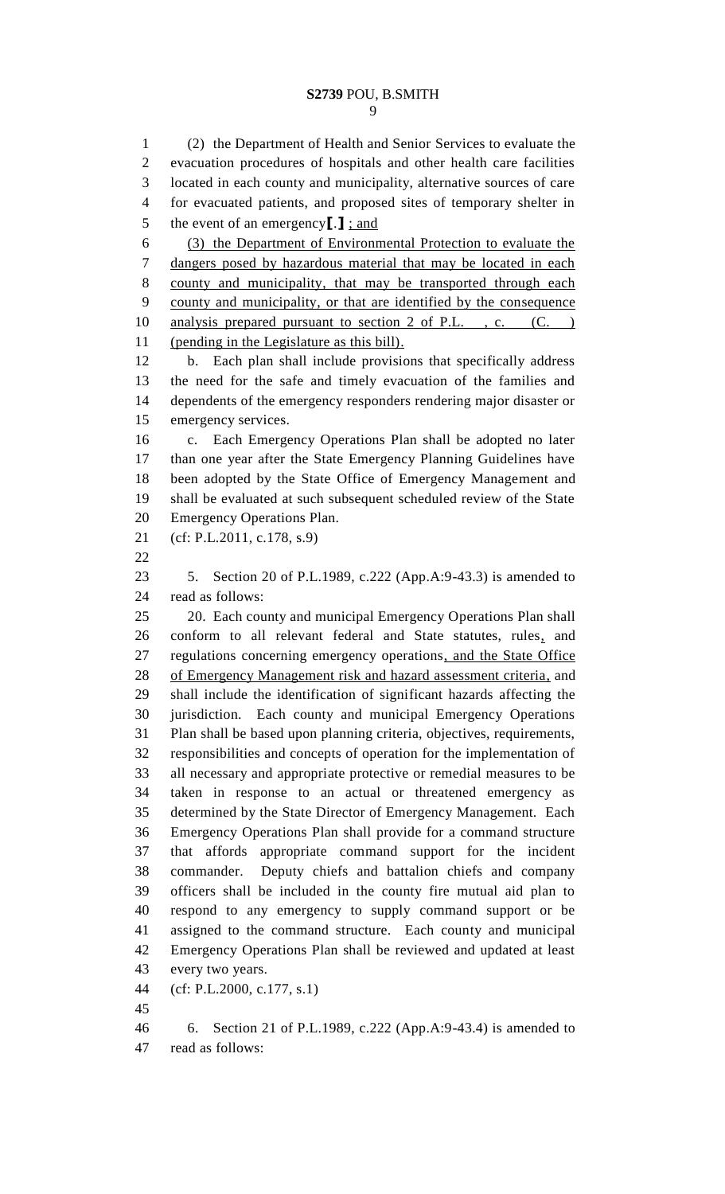(2) the Department of Health and Senior Services to evaluate the evacuation procedures of hospitals and other health care facilities located in each county and municipality, alternative sources of care for evacuated patients, and proposed sites of temporary shelter in the event of an emergency[.] ; and

(3) the Department of Environmental Protection to evaluate the dangers posed by hazardous material that may be located in each county and municipality, that may be transported through each county and municipality, or that are identified by the consequence analysis prepared pursuant to section 2 of P.L. , c. (C. ) (pending in the Legislature as this bill).

b. Each plan shall include provisions that specifically address the need for the safe and timely evacuation of the families and dependents of the emergency responders rendering major disaster or emergency services.

c. Each Emergency Operations Plan shall be adopted no later than one year after the State Emergency Planning Guidelines have been adopted by the State Office of Emergency Management and shall be evaluated at such subsequent scheduled review of the State Emergency Operations Plan.

(cf: P.L.2011, c.178, s.9)

5. Section 20 of P.L.1989, c.222 (App.A:9-43.3) is amended to read as follows:

20. Each county and municipal Emergency Operations Plan shall conform to all relevant federal and State statutes, rules, and regulations concerning emergency operations, and the State Office of Emergency Management risk and hazard assessment criteria, and shall include the identification of significant hazards affecting the jurisdiction. Each county and municipal Emergency Operations Plan shall be based upon planning criteria, objectives, requirements, responsibilities and concepts of operation for the implementation of all necessary and appropriate protective or remedial measures to be taken in response to an actual or threatened emergency as determined by the State Director of Emergency Management. Each Emergency Operations Plan shall provide for a command structure that affords appropriate command support for the incident commander. Deputy chiefs and battalion chiefs and company officers shall be included in the county fire mutual aid plan to respond to any emergency to supply command support or be assigned to the command structure. Each county and municipal Emergency Operations Plan shall be reviewed and updated at least every two years.

(cf: P.L.2000, c.177, s.1)

6. Section 21 of P.L.1989, c.222 (App.A:9-43.4) is amended to read as follows: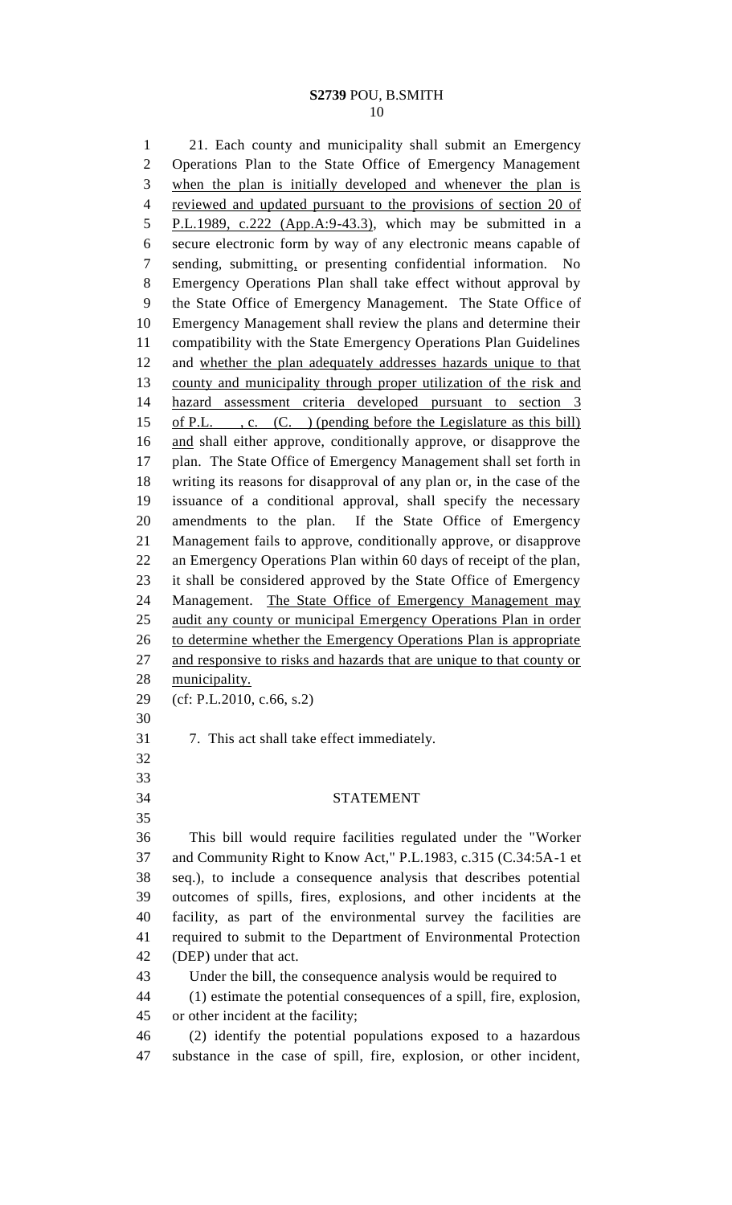21. Each county and municipality shall submit an Emergency Operations Plan to the State Office of Emergency Management when the plan is initially developed and whenever the plan is reviewed and updated pursuant to the provisions of section 20 of P.L.1989, c.222 (App.A:9-43.3), which may be submitted in a secure electronic form by way of any electronic means capable of sending, submitting, or presenting confidential information. No Emergency Operations Plan shall take effect without approval by the State Office of Emergency Management. The State Office of Emergency Management shall review the plans and determine their compatibility with the State Emergency Operations Plan Guidelines and whether the plan adequately addresses hazards unique to that county and municipality through proper utilization of the risk and hazard assessment criteria developed pursuant to section 3 of P.L. , c. (C. ) (pending before the Legislature as this bill) and shall either approve, conditionally approve, or disapprove the plan. The State Office of Emergency Management shall set forth in writing its reasons for disapproval of any plan or, in the case of the issuance of a conditional approval, shall specify the necessary amendments to the plan. If the State Office of Emergency Management fails to approve, conditionally approve, or disapprove an Emergency Operations Plan within 60 days of receipt of the plan, it shall be considered approved by the State Office of Emergency Management. The State Office of Emergency Management may audit any county or municipal Emergency Operations Plan in order to determine whether the Emergency Operations Plan is appropriate and responsive to risks and hazards that are unique to that county or municipality.

(cf: P.L.2010, c.66, s.2)

7. This act shall take effect immediately.

## STATEMENT

This bill would require facilities regulated under the "Worker and Community Right to Know Act," P.L.1983, c.315 (C.34:5A-1 et seq.), to include a consequence analysis that describes potential outcomes of spills, fires, explosions, and other incidents at the facility, as part of the environmental survey the facilities are required to submit to the Department of Environmental Protection (DEP) under that act.

Under the bill, the consequence analysis would be required to

(1) estimate the potential consequences of a spill, fire, explosion, or other incident at the facility;

(2) identify the potential populations exposed to a hazardous substance in the case of spill, fire, explosion, or other incident,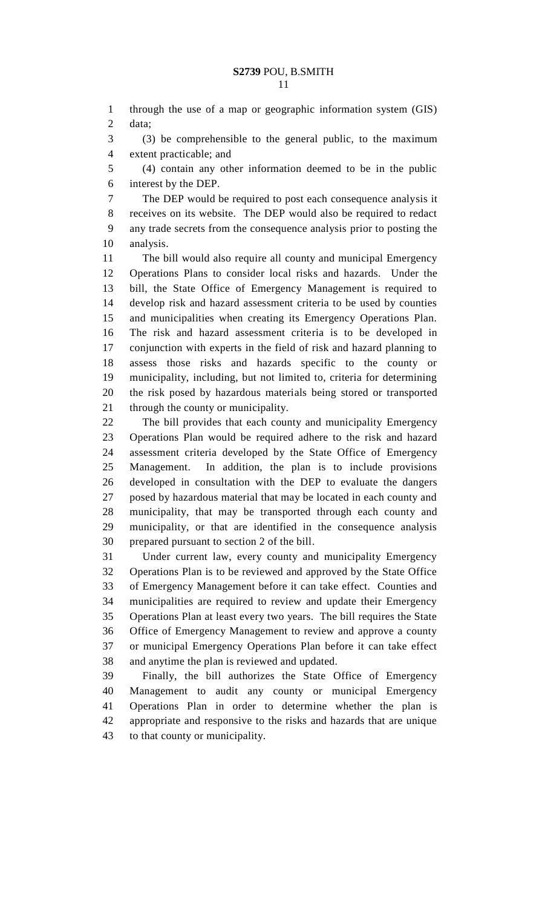through the use of a map or geographic information system (GIS) data;

(3) be comprehensible to the general public, to the maximum extent practicable; and

(4) contain any other information deemed to be in the public interest by the DEP.

The DEP would be required to post each consequence analysis it receives on its website. The DEP would also be required to redact any trade secrets from the consequence analysis prior to posting the analysis.

The bill would also require all county and municipal Emergency Operations Plans to consider local risks and hazards. Under the bill, the State Office of Emergency Management is required to develop risk and hazard assessment criteria to be used by counties and municipalities when creating its Emergency Operations Plan. The risk and hazard assessment criteria is to be developed in conjunction with experts in the field of risk and hazard planning to assess those risks and hazards specific to the county or municipality, including, but not limited to, criteria for determining the risk posed by hazardous materials being stored or transported through the county or municipality.

The bill provides that each county and municipality Emergency Operations Plan would be required adhere to the risk and hazard assessment criteria developed by the State Office of Emergency Management. In addition, the plan is to include provisions developed in consultation with the DEP to evaluate the dangers posed by hazardous material that may be located in each county and municipality, that may be transported through each county and municipality, or that are identified in the consequence analysis prepared pursuant to section 2 of the bill.

Under current law, every county and municipality Emergency Operations Plan is to be reviewed and approved by the State Office of Emergency Management before it can take effect. Counties and municipalities are required to review and update their Emergency Operations Plan at least every two years. The bill requires the State Office of Emergency Management to review and approve a county or municipal Emergency Operations Plan before it can take effect and anytime the plan is reviewed and updated.

Finally, the bill authorizes the State Office of Emergency Management to audit any county or municipal Emergency Operations Plan in order to determine whether the plan is appropriate and responsive to the risks and hazards that are unique to that county or municipality.